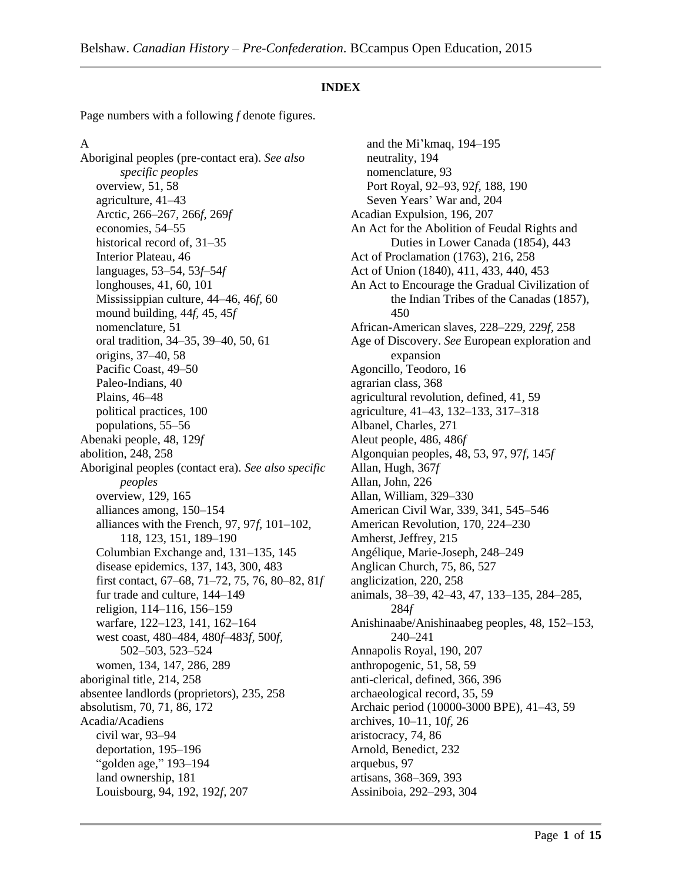## INDEX

Page numbers with a following *f* denote figures.

A

Aboriginal peoples (pre-contact era). *See also specific peoples*
- overview, 51, 58
- agriculture, 41–43
- Arctic, 266–267, 266*f*, 269*f*
- economies, 54–55
- historical record of, 31–35
- Interior Plateau, 46
- languages, 53–54, 53*f*–54*f*
- longhouses, 41, 60, 101
- Mississippian culture, 44–46, 46*f*, 60
- mound building, 44*f*, 45, 45*f*
- nomenclature, 51
- oral tradition, 34–35, 39–40, 50, 61
- origins, 37–40, 58
- Pacific Coast, 49–50
- Paleo-Indians, 40
- Plains, 46–48
- political practices, 100
- populations, 55–56

Abenaki people, 48, 129*f*

abolition, 248, 258

Aboriginal peoples (contact era). *See also specific peoples*
- overview, 129, 165
- alliances among, 150–154
- alliances with the French, 97, 97*f*, 101–102, 118, 123, 151, 189–190
- Columbian Exchange and, 131–135, 145
- disease epidemics, 137, 143, 300, 483
- first contact, 67–68, 71–72, 75, 76, 80–82, 81*f*
- fur trade and culture, 144–149
- religion, 114–116, 156–159
- warfare, 122–123, 141, 162–164
- west coast, 480–484, 480*f*–483*f*, 500*f*, 502–503, 523–524
- women, 134, 147, 286, 289

aboriginal title, 214, 258

absentee landlords (proprietors), 235, 258

absolutism, 70, 71, 86, 172

Acadia/Acadiens
- civil war, 93–94
- deportation, 195–196
- "golden age," 193–194
- land ownership, 181
- Louisbourg, 94, 192, 192*f*, 207
- and the Mi'kmaq, 194–195
- neutrality, 194
- nomenclature, 93
- Port Royal, 92–93, 92*f*, 188, 190
- Seven Years' War and, 204

Acadian Expulsion, 196, 207

An Act for the Abolition of Feudal Rights and Duties in Lower Canada (1854), 443

Act of Proclamation (1763), 216, 258

Act of Union (1840), 411, 433, 440, 453

An Act to Encourage the Gradual Civilization of the Indian Tribes of the Canadas (1857), 450

African-American slaves, 228–229, 229*f*, 258

Age of Discovery. *See* European exploration and expansion

Agoncillo, Teodoro, 16

agrarian class, 368

agricultural revolution, defined, 41, 59

agriculture, 41–43, 132–133, 317–318

Albanel, Charles, 271

Aleut people, 486, 486*f*

Algonquian peoples, 48, 53, 97, 97*f*, 145*f*

Allan, Hugh, 367*f*

Allan, John, 226

Allan, William, 329–330

American Civil War, 339, 341, 545–546

American Revolution, 170, 224–230

Amherst, Jeffrey, 215

Angélique, Marie-Joseph, 248–249

Anglican Church, 75, 86, 527

anglicization, 220, 258

animals, 38–39, 42–43, 47, 133–135, 284–285, 284*f*

Anishinaabe/Anishinaabeg peoples, 48, 152–153, 240–241

Annapolis Royal, 190, 207

anthropogenic, 51, 58, 59

anti-clerical, defined, 366, 396

archaeological record, 35, 59

Archaic period (10000-3000 BPE), 41–43, 59

archives, 10–11, 10*f*, 26

aristocracy, 74, 86

Arnold, Benedict, 232

arquebus, 97

artisans, 368–369, 393

Assiniboia, 292–293, 304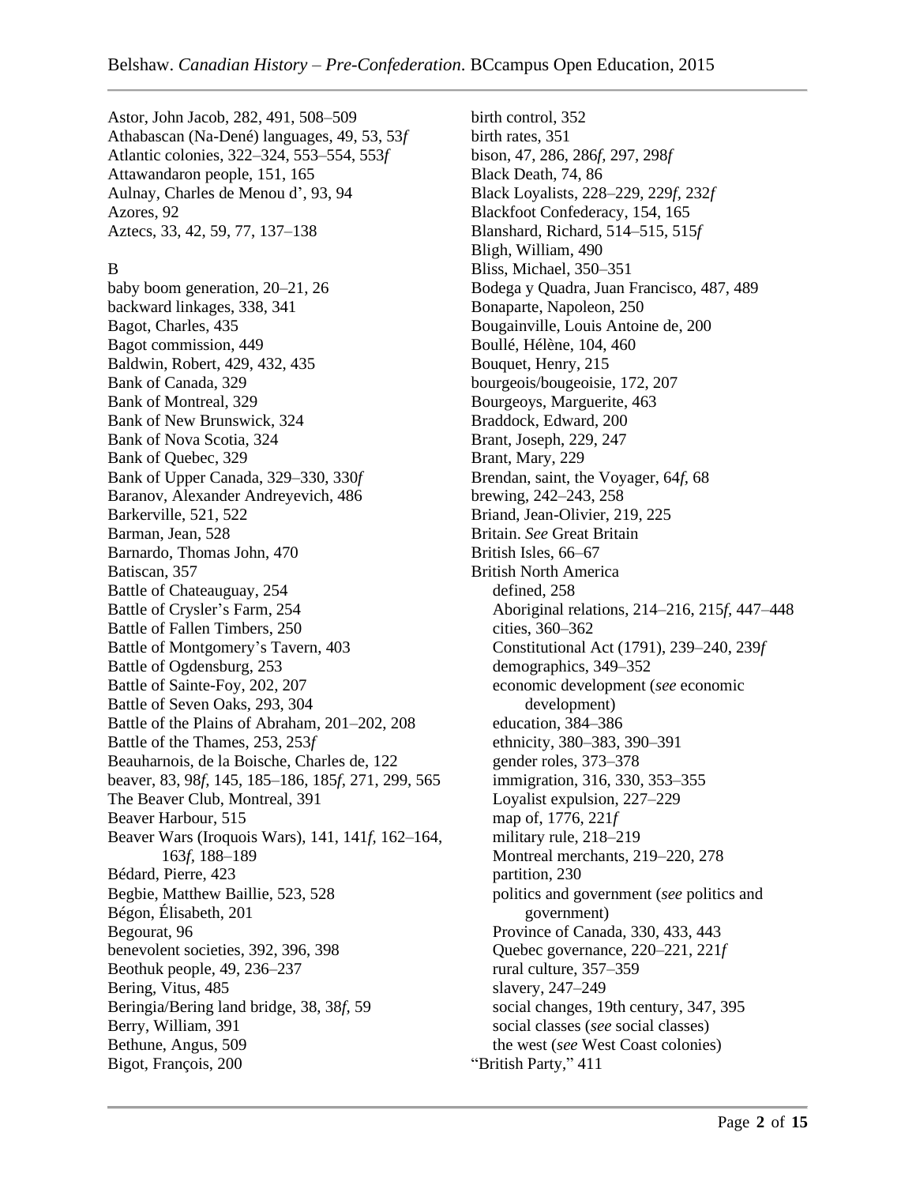Astor, John Jacob, 282, 491, 508–509
Athabascan (Na-Dené) languages, 49, 53, 53*f*
Atlantic colonies, 322–324, 553–554, 553*f*
Attawandaron people, 151, 165
Aulnay, Charles de Menou d', 93, 94
Azores, 92
Aztecs, 33, 42, 59, 77, 137–138

B

baby boom generation, 20–21, 26
backward linkages, 338, 341
Bagot, Charles, 435
Bagot commission, 449
Baldwin, Robert, 429, 432, 435
Bank of Canada, 329
Bank of Montreal, 329
Bank of New Brunswick, 324
Bank of Nova Scotia, 324
Bank of Quebec, 329
Bank of Upper Canada, 329–330, 330*f*
Baranov, Alexander Andreyevich, 486
Barkerville, 521, 522
Barman, Jean, 528
Barnardo, Thomas John, 470
Batiscan, 357
Battle of Chateauguay, 254
Battle of Crysler's Farm, 254
Battle of Fallen Timbers, 250
Battle of Montgomery's Tavern, 403
Battle of Ogdensburg, 253
Battle of Sainte-Foy, 202, 207
Battle of Seven Oaks, 293, 304
Battle of the Plains of Abraham, 201–202, 208
Battle of the Thames, 253, 253*f*
Beauharnois, de la Boische, Charles de, 122
beaver, 83, 98*f*, 145, 185–186, 185*f*, 271, 299, 565
The Beaver Club, Montreal, 391
Beaver Harbour, 515
Beaver Wars (Iroquois Wars), 141, 141*f*, 162–164, 163*f*, 188–189
Bédard, Pierre, 423
Begbie, Matthew Baillie, 523, 528
Bégon, Élisabeth, 201
Begourat, 96
benevolent societies, 392, 396, 398
Beothuk people, 49, 236–237
Bering, Vitus, 485
Beringia/Bering land bridge, 38, 38*f*, 59
Berry, William, 391
Bethune, Angus, 509
Bigot, François, 200
birth control, 352
birth rates, 351
bison, 47, 286, 286*f*, 297, 298*f*
Black Death, 74, 86
Black Loyalists, 228–229, 229*f*, 232*f*
Blackfoot Confederacy, 154, 165
Blanshard, Richard, 514–515, 515*f*
Bligh, William, 490
Bliss, Michael, 350–351
Bodega y Quadra, Juan Francisco, 487, 489
Bonaparte, Napoleon, 250
Bougainville, Louis Antoine de, 200
Boullé, Hélène, 104, 460
Bouquet, Henry, 215
bourgeois/bougeoisie, 172, 207
Bourgeoys, Marguerite, 463
Braddock, Edward, 200
Brant, Joseph, 229, 247
Brant, Mary, 229
Brendan, saint, the Voyager, 64*f*, 68
brewing, 242–243, 258
Briand, Jean-Olivier, 219, 225
Britain. *See* Great Britain
British Isles, 66–67
British North America
- defined, 258
- Aboriginal relations, 214–216, 215*f*, 447–448
- cities, 360–362
- Constitutional Act (1791), 239–240, 239*f*
- demographics, 349–352
- economic development (*see* economic development)
- education, 384–386
- ethnicity, 380–383, 390–391
- gender roles, 373–378
- immigration, 316, 330, 353–355
- Loyalist expulsion, 227–229
- map of, 1776, 221*f*
- military rule, 218–219
- Montreal merchants, 219–220, 278
- partition, 230
- politics and government (*see* politics and government)
- Province of Canada, 330, 433, 443
- Quebec governance, 220–221, 221*f*
- rural culture, 357–359
- slavery, 247–249
- social changes, 19th century, 347, 395
- social classes (*see* social classes)
- the west (*see* West Coast colonies)

"British Party," 411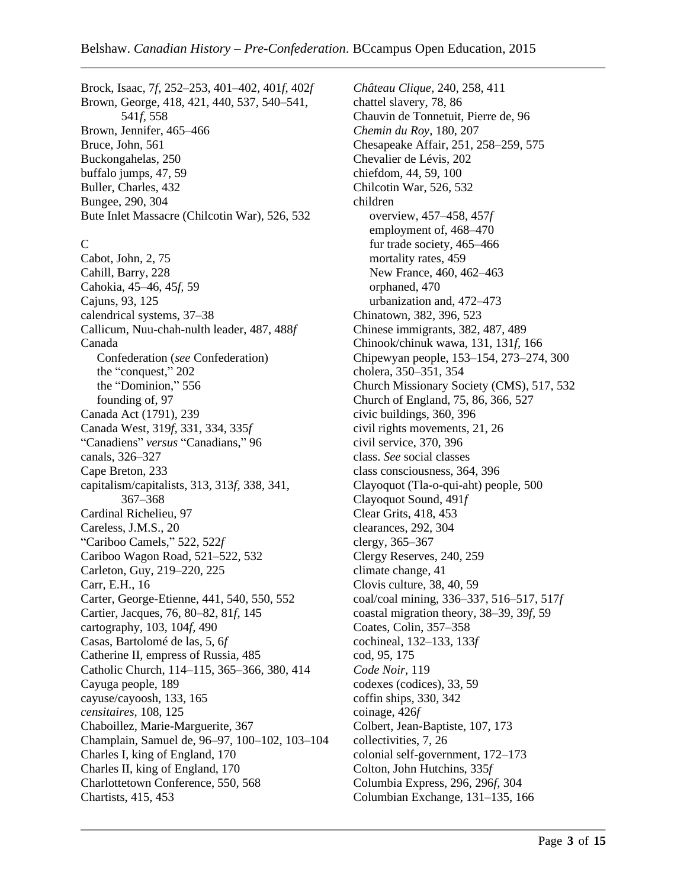Brock, Isaac, 7*f*, 252–253, 401–402, 401*f*, 402*f*
Brown, George, 418, 421, 440, 537, 540–541, 541*f*, 558
Brown, Jennifer, 465–466
Bruce, John, 561
Buckongahelas, 250
buffalo jumps, 47, 59
Buller, Charles, 432
Bungee, 290, 304
Bute Inlet Massacre (Chilcotin War), 526, 532

C

Cabot, John, 2, 75
Cahill, Barry, 228
Cahokia, 45–46, 45*f*, 59
Cajuns, 93, 125
calendrical systems, 37–38
Callicum, Nuu-chah-nulth leader, 487, 488*f*
Canada
- Confederation (*see* Confederation)
- the "conquest," 202
- the "Dominion," 556
- founding of, 97

Canada Act (1791), 239
Canada West, 319*f*, 331, 334, 335*f*
"Canadiens" *versus* "Canadians," 96
canals, 326–327
Cape Breton, 233
capitalism/capitalists, 313, 313*f*, 338, 341, 367–368
Cardinal Richelieu, 97
Careless, J.M.S., 20
"Cariboo Camels," 522, 522*f*
Cariboo Wagon Road, 521–522, 532
Carleton, Guy, 219–220, 225
Carr, E.H., 16
Carter, George-Etienne, 441, 540, 550, 552
Cartier, Jacques, 76, 80–82, 81*f*, 145
cartography, 103, 104*f*, 490
Casas, Bartolomé de las, 5, 6*f*
Catherine II, empress of Russia, 485
Catholic Church, 114–115, 365–366, 380, 414
Cayuga people, 189
cayuse/cayoosh, 133, 165
*censitaires*, 108, 125
Chaboillez, Marie-Marguerite, 367
Champlain, Samuel de, 96–97, 100–102, 103–104
Charles I, king of England, 170
Charles II, king of England, 170
Charlottetown Conference, 550, 568
Chartists, 415, 453
*Château Clique*, 240, 258, 411
chattel slavery, 78, 86
Chauvin de Tonnetuit, Pierre de, 96
*Chemin du Roy*, 180, 207
Chesapeake Affair, 251, 258–259, 575
Chevalier de Lévis, 202
chiefdom, 44, 59, 100
Chilcotin War, 526, 532
children
- overview, 457–458, 457*f*
- employment of, 468–470
- fur trade society, 465–466
- mortality rates, 459
- New France, 460, 462–463
- orphaned, 470
- urbanization and, 472–473

Chinatown, 382, 396, 523
Chinese immigrants, 382, 487, 489
Chinook/chinuk wawa, 131, 131*f*, 166
Chipewyan people, 153–154, 273–274, 300
cholera, 350–351, 354
Church Missionary Society (CMS), 517, 532
Church of England, 75, 86, 366, 527
civic buildings, 360, 396
civil rights movements, 21, 26
civil service, 370, 396
class. *See* social classes
class consciousness, 364, 396
Clayoquot (Tla-o-qui-aht) people, 500
Clayoquot Sound, 491*f*
Clear Grits, 418, 453
clearances, 292, 304
clergy, 365–367
Clergy Reserves, 240, 259
climate change, 41
Clovis culture, 38, 40, 59
coal/coal mining, 336–337, 516–517, 517*f*
coastal migration theory, 38–39, 39*f*, 59
Coates, Colin, 357–358
cochineal, 132–133, 133*f*
cod, 95, 175
*Code Noir*, 119
codexes (codices), 33, 59
coffin ships, 330, 342
coinage, 426*f*
Colbert, Jean-Baptiste, 107, 173
collectivities, 7, 26
colonial self-government, 172–173
Colton, John Hutchins, 335*f*
Columbia Express, 296, 296*f*, 304
Columbian Exchange, 131–135, 166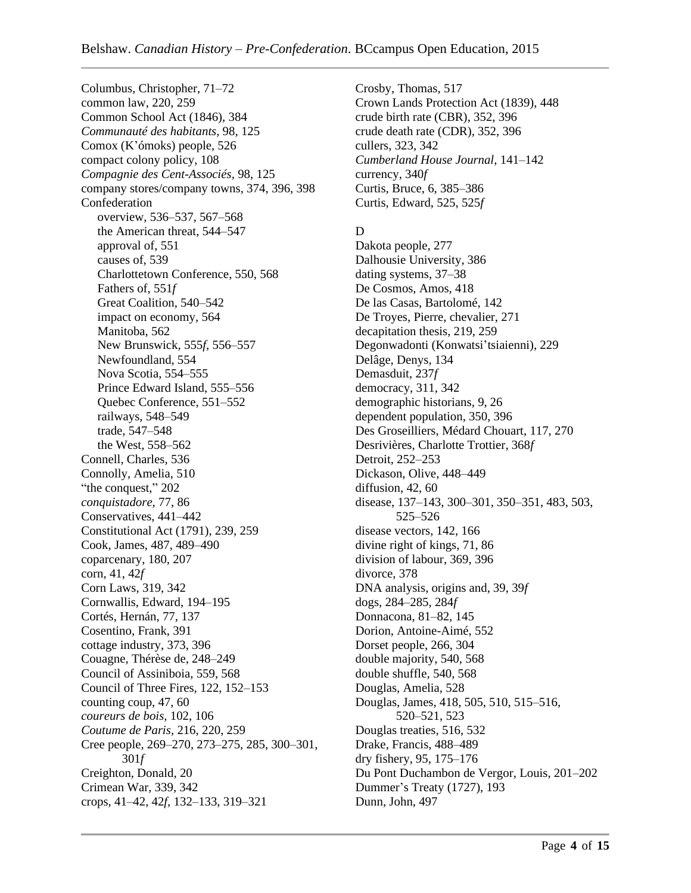Columbus, Christopher, 71–72
common law, 220, 259
Common School Act (1846), 384
*Communauté des habitants*, 98, 125
Comox (K'ómoks) people, 526
compact colony policy, 108
*Compagnie des Cent-Associés*, 98, 125
company stores/company towns, 374, 396, 398
Confederation
- overview, 536–537, 567–568
- the American threat, 544–547
- approval of, 551
- causes of, 539
- Charlottetown Conference, 550, 568
- Fathers of, 551*f*
- Great Coalition, 540–542
- impact on economy, 564
- Manitoba, 562
- New Brunswick, 555*f*, 556–557
- Newfoundland, 554
- Nova Scotia, 554–555
- Prince Edward Island, 555–556
- Quebec Conference, 551–552
- railways, 548–549
- trade, 547–548
- the West, 558–562

Connell, Charles, 536
Connolly, Amelia, 510
"the conquest," 202
*conquistadore*, 77, 86
Conservatives, 441–442
Constitutional Act (1791), 239, 259
Cook, James, 487, 489–490
coparcenary, 180, 207
corn, 41, 42*f*
Corn Laws, 319, 342
Cornwallis, Edward, 194–195
Cortés, Hernán, 77, 137
Cosentino, Frank, 391
cottage industry, 373, 396
Couagne, Thérèse de, 248–249
Council of Assiniboia, 559, 568
Council of Three Fires, 122, 152–153
counting coup, 47, 60
*coureurs de bois*, 102, 106
*Coutume de Paris*, 216, 220, 259
Cree people, 269–270, 273–275, 285, 300–301, 301*f*
Creighton, Donald, 20
Crimean War, 339, 342
crops, 41–42, 42*f*, 132–133, 319–321
Crosby, Thomas, 517
Crown Lands Protection Act (1839), 448
crude birth rate (CBR), 352, 396
crude death rate (CDR), 352, 396
cullers, 323, 342
*Cumberland House Journal*, 141–142
currency, 340*f*
Curtis, Bruce, 6, 385–386
Curtis, Edward, 525, 525*f*

D

Dakota people, 277
Dalhousie University, 386
dating systems, 37–38
De Cosmos, Amos, 418
De las Casas, Bartolomé, 142
De Troyes, Pierre, chevalier, 271
decapitation thesis, 219, 259
Degonwadonti (Konwatsi'tsiaienni), 229
Delâge, Denys, 134
Demasduit, 237*f*
democracy, 311, 342
demographic historians, 9, 26
dependent population, 350, 396
Des Groseilliers, Médard Chouart, 117, 270
Desrivières, Charlotte Trottier, 368*f*
Detroit, 252–253
Dickason, Olive, 448–449
diffusion, 42, 60
disease, 137–143, 300–301, 350–351, 483, 503, 525–526
disease vectors, 142, 166
divine right of kings, 71, 86
division of labour, 369, 396
divorce, 378
DNA analysis, origins and, 39, 39*f*
dogs, 284–285, 284*f*
Donnacona, 81–82, 145
Dorion, Antoine-Aimé, 552
Dorset people, 266, 304
double majority, 540, 568
double shuffle, 540, 568
Douglas, Amelia, 528
Douglas, James, 418, 505, 510, 515–516, 520–521, 523
Douglas treaties, 516, 532
Drake, Francis, 488–489
dry fishery, 95, 175–176
Du Pont Duchambon de Vergor, Louis, 201–202
Dummer's Treaty (1727), 193
Dunn, John, 497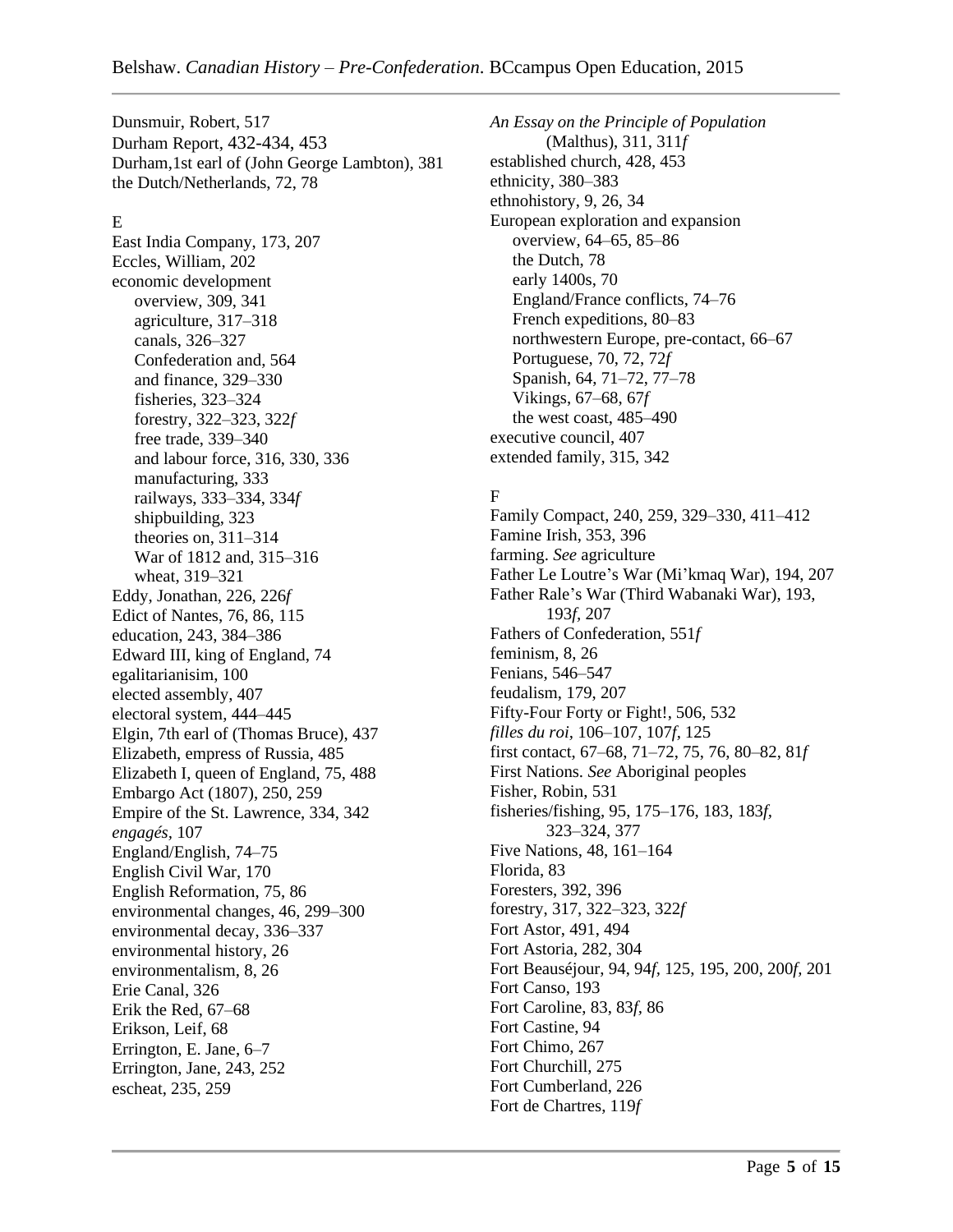Dunsmuir, Robert, 517
Durham Report, 432-434, 453
Durham,1st earl of (John George Lambton), 381
the Dutch/Netherlands, 72, 78

E

East India Company, 173, 207
Eccles, William, 202
economic development
  overview, 309, 341
  agriculture, 317–318
  canals, 326–327
  Confederation and, 564
  and finance, 329–330
  fisheries, 323–324
  forestry, 322–323, 322*f*
  free trade, 339–340
  and labour force, 316, 330, 336
  manufacturing, 333
  railways, 333–334, 334*f*
  shipbuilding, 323
  theories on, 311–314
  War of 1812 and, 315–316
  wheat, 319–321
Eddy, Jonathan, 226, 226*f*
Edict of Nantes, 76, 86, 115
education, 243, 384–386
Edward III, king of England, 74
egalitarianisim, 100
elected assembly, 407
electoral system, 444–445
Elgin, 7th earl of (Thomas Bruce), 437
Elizabeth, empress of Russia, 485
Elizabeth I, queen of England, 75, 488
Embargo Act (1807), 250, 259
Empire of the St. Lawrence, 334, 342
*engagés*, 107
England/English, 74–75
English Civil War, 170
English Reformation, 75, 86
environmental changes, 46, 299–300
environmental decay, 336–337
environmental history, 26
environmentalism, 8, 26
Erie Canal, 326
Erik the Red, 67–68
Erikson, Leif, 68
Errington, E. Jane, 6–7
Errington, Jane, 243, 252
escheat, 235, 259

*An Essay on the Principle of Population* (Malthus), 311, 311*f*
established church, 428, 453
ethnicity, 380–383
ethnohistory, 9, 26, 34
European exploration and expansion
  overview, 64–65, 85–86
  the Dutch, 78
  early 1400s, 70
  England/France conflicts, 74–76
  French expeditions, 80–83
  northwestern Europe, pre-contact, 66–67
  Portuguese, 70, 72, 72*f*
  Spanish, 64, 71–72, 77–78
  Vikings, 67–68, 67*f*
  the west coast, 485–490
executive council, 407
extended family, 315, 342

F

Family Compact, 240, 259, 329–330, 411–412
Famine Irish, 353, 396
farming. *See* agriculture
Father Le Loutre's War (Mi'kmaq War), 194, 207
Father Rale's War (Third Wabanaki War), 193, 193*f*, 207
Fathers of Confederation, 551*f*
feminism, 8, 26
Fenians, 546–547
feudalism, 179, 207
Fifty-Four Forty or Fight!, 506, 532
*filles du roi*, 106–107, 107*f*, 125
first contact, 67–68, 71–72, 75, 76, 80–82, 81*f*
First Nations. *See* Aboriginal peoples
Fisher, Robin, 531
fisheries/fishing, 95, 175–176, 183, 183*f*, 323–324, 377
Five Nations, 48, 161–164
Florida, 83
Foresters, 392, 396
forestry, 317, 322–323, 322*f*
Fort Astor, 491, 494
Fort Astoria, 282, 304
Fort Beauséjour, 94, 94*f*, 125, 195, 200, 200*f*, 201
Fort Canso, 193
Fort Caroline, 83, 83*f*, 86
Fort Castine, 94
Fort Chimo, 267
Fort Churchill, 275
Fort Cumberland, 226
Fort de Chartres, 119*f*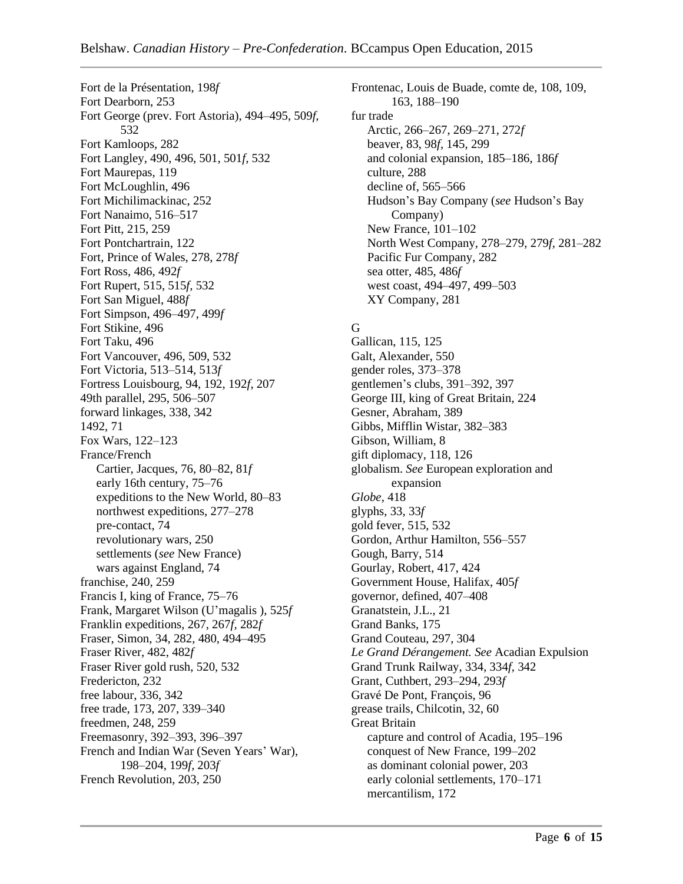Fort de la Présentation, 198*f*
Fort Dearborn, 253
Fort George (prev. Fort Astoria), 494–495, 509*f*, 532
Fort Kamloops, 282
Fort Langley, 490, 496, 501, 501*f*, 532
Fort Maurepas, 119
Fort McLoughlin, 496
Fort Michilimackinac, 252
Fort Nanaimo, 516–517
Fort Pitt, 215, 259
Fort Pontchartrain, 122
Fort, Prince of Wales, 278, 278*f*
Fort Ross, 486, 492*f*
Fort Rupert, 515, 515*f*, 532
Fort San Miguel, 488*f*
Fort Simpson, 496–497, 499*f*
Fort Stikine, 496
Fort Taku, 496
Fort Vancouver, 496, 509, 532
Fort Victoria, 513–514, 513*f*
Fortress Louisbourg, 94, 192, 192*f*, 207
49th parallel, 295, 506–507
forward linkages, 338, 342
1492, 71
Fox Wars, 122–123
France/French
- Cartier, Jacques, 76, 80–82, 81*f*
- early 16th century, 75–76
- expeditions to the New World, 80–83
- northwest expeditions, 277–278
- pre-contact, 74
- revolutionary wars, 250
- settlements (*see* New France)
- wars against England, 74

franchise, 240, 259
Francis I, king of France, 75–76
Frank, Margaret Wilson (U'magalis ), 525*f*
Franklin expeditions, 267, 267*f*, 282*f*
Fraser, Simon, 34, 282, 480, 494–495
Fraser River, 482, 482*f*
Fraser River gold rush, 520, 532
Fredericton, 232
free labour, 336, 342
free trade, 173, 207, 339–340
freedmen, 248, 259
Freemasonry, 392–393, 396–397
French and Indian War (Seven Years' War), 198–204, 199*f*, 203*f*
French Revolution, 203, 250
Frontenac, Louis de Buade, comte de, 108, 109, 163, 188–190
fur trade
- Arctic, 266–267, 269–271, 272*f*
- beaver, 83, 98*f*, 145, 299
- and colonial expansion, 185–186, 186*f*
- culture, 288
- decline of, 565–566
- Hudson's Bay Company (*see* Hudson's Bay Company)
- New France, 101–102
- North West Company, 278–279, 279*f*, 281–282
- Pacific Fur Company, 282
- sea otter, 485, 486*f*
- west coast, 494–497, 499–503
- XY Company, 281

G

Gallican, 115, 125
Galt, Alexander, 550
gender roles, 373–378
gentlemen's clubs, 391–392, 397
George III, king of Great Britain, 224
Gesner, Abraham, 389
Gibbs, Mifflin Wistar, 382–383
Gibson, William, 8
gift diplomacy, 118, 126
globalism. *See* European exploration and expansion
*Globe*, 418
glyphs, 33, 33*f*
gold fever, 515, 532
Gordon, Arthur Hamilton, 556–557
Gough, Barry, 514
Gourlay, Robert, 417, 424
Government House, Halifax, 405*f*
governor, defined, 407–408
Granatstein, J.L., 21
Grand Banks, 175
Grand Couteau, 297, 304
*Le Grand Dérangement. See* Acadian Expulsion
Grand Trunk Railway, 334, 334*f*, 342
Grant, Cuthbert, 293–294, 293*f*
Gravé De Pont, François, 96
grease trails, Chilcotin, 32, 60
Great Britain
- capture and control of Acadia, 195–196
- conquest of New France, 199–202
- as dominant colonial power, 203
- early colonial settlements, 170–171
- mercantilism, 172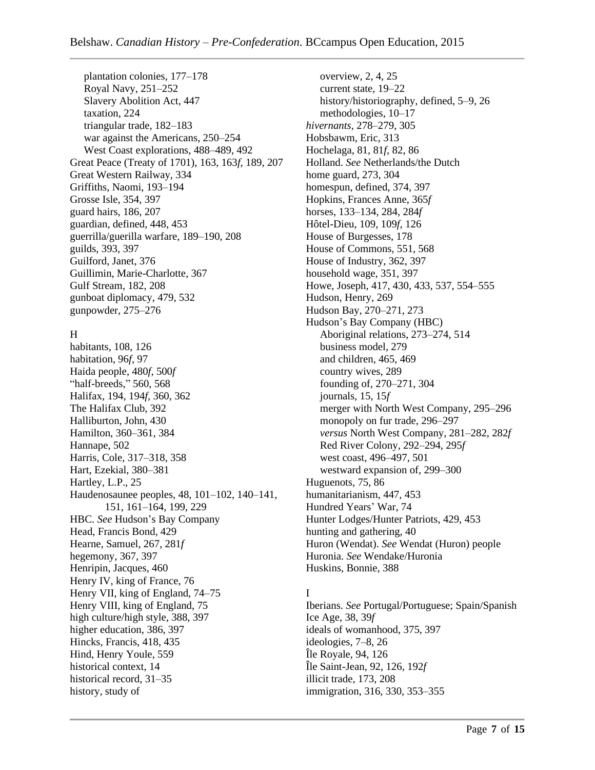plantation colonies, 177–178
Royal Navy, 251–252
Slavery Abolition Act, 447
taxation, 224
triangular trade, 182–183
war against the Americans, 250–254
West Coast explorations, 488–489, 492

Great Peace (Treaty of 1701), 163, 163*f*, 189, 207
Great Western Railway, 334
Griffiths, Naomi, 193–194
Grosse Isle, 354, 397
guard hairs, 186, 207
guardian, defined, 448, 453
guerrilla/guerilla warfare, 189–190, 208
guilds, 393, 397
Guilford, Janet, 376
Guillimin, Marie-Charlotte, 367
Gulf Stream, 182, 208
gunboat diplomacy, 479, 532
gunpowder, 275–276

H

habitants, 108, 126
habitation, 96*f*, 97
Haida people, 480*f*, 500*f*
"half-breeds," 560, 568
Halifax, 194, 194*f*, 360, 362
The Halifax Club, 392
Halliburton, John, 430
Hamilton, 360–361, 384
Hannape, 502
Harris, Cole, 317–318, 358
Hart, Ezekial, 380–381
Hartley, L.P., 25
Haudenosaunee peoples, 48, 101–102, 140–141, 151, 161–164, 199, 229
HBC. *See* Hudson's Bay Company
Head, Francis Bond, 429
Hearne, Samuel, 267, 281*f*
hegemony, 367, 397
Henripin, Jacques, 460
Henry IV, king of France, 76
Henry VII, king of England, 74–75
Henry VIII, king of England, 75
high culture/high style, 388, 397
higher education, 386, 397
Hincks, Francis, 418, 435
Hind, Henry Youle, 559
historical context, 14
historical record, 31–35
history, study of
overview, 2, 4, 25
current state, 19–22
history/historiography, defined, 5–9, 26
methodologies, 10–17

*hivernants*, 278–279, 305
Hobsbawm, Eric, 313
Hochelaga, 81, 81*f*, 82, 86
Holland. *See* Netherlands/the Dutch
home guard, 273, 304
homespun, defined, 374, 397
Hopkins, Frances Anne, 365*f*
horses, 133–134, 284, 284*f*
Hôtel-Dieu, 109, 109*f*, 126
House of Burgesses, 178
House of Commons, 551, 568
House of Industry, 362, 397
household wage, 351, 397
Howe, Joseph, 417, 430, 433, 537, 554–555
Hudson, Henry, 269
Hudson Bay, 270–271, 273
Hudson's Bay Company (HBC)
Aboriginal relations, 273–274, 514
business model, 279
and children, 465, 469
country wives, 289
founding of, 270–271, 304
journals, 15, 15*f*
merger with North West Company, 295–296
monopoly on fur trade, 296–297
*versus* North West Company, 281–282, 282*f*
Red River Colony, 292–294, 295*f*
west coast, 496–497, 501
westward expansion of, 299–300

Huguenots, 75, 86
humanitarianism, 447, 453
Hundred Years' War, 74
Hunter Lodges/Hunter Patriots, 429, 453
hunting and gathering, 40
Huron (Wendat). *See* Wendat (Huron) people
Huronia. *See* Wendake/Huronia
Huskins, Bonnie, 388

I

Iberians. *See* Portugal/Portuguese; Spain/Spanish
Ice Age, 38, 39*f*
ideals of womanhood, 375, 397
ideologies, 7–8, 26
Île Royale, 94, 126
Île Saint-Jean, 92, 126, 192*f*
illicit trade, 173, 208
immigration, 316, 330, 353–355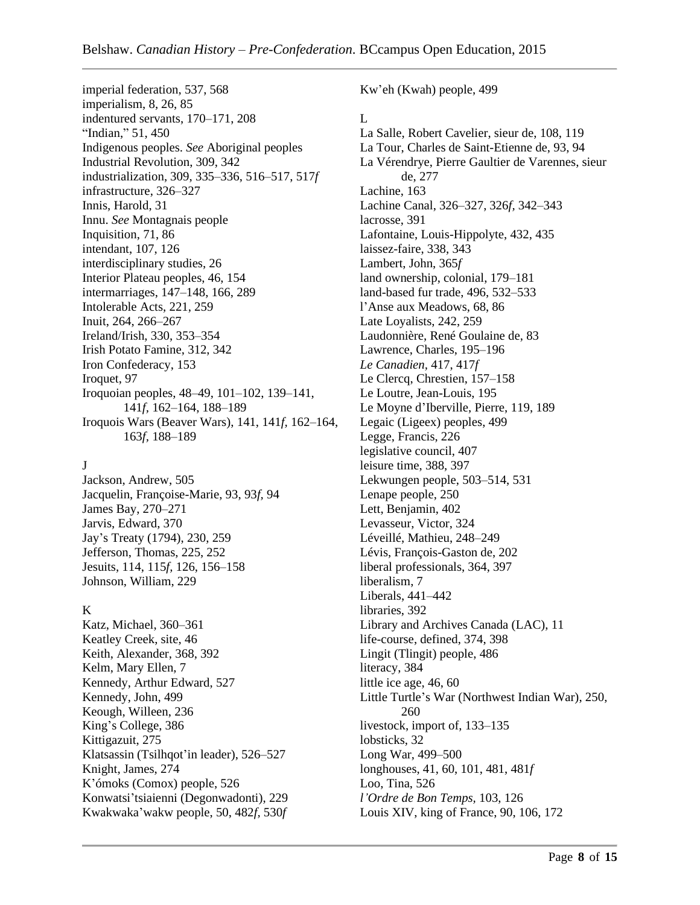imperial federation, 537, 568
imperialism, 8, 26, 85
indentured servants, 170–171, 208
"Indian," 51, 450
Indigenous peoples. *See* Aboriginal peoples
Industrial Revolution, 309, 342
industrialization, 309, 335–336, 516–517, 517*f*
infrastructure, 326–327
Innis, Harold, 31
Innu. *See* Montagnais people
Inquisition, 71, 86
intendant, 107, 126
interdisciplinary studies, 26
Interior Plateau peoples, 46, 154
intermarriages, 147–148, 166, 289
Intolerable Acts, 221, 259
Inuit, 264, 266–267
Ireland/Irish, 330, 353–354
Irish Potato Famine, 312, 342
Iron Confederacy, 153
Iroquet, 97
Iroquoian peoples, 48–49, 101–102, 139–141, 141*f*, 162–164, 188–189
Iroquois Wars (Beaver Wars), 141, 141*f*, 162–164, 163*f*, 188–189

J

Jackson, Andrew, 505
Jacquelin, Françoise-Marie, 93, 93*f*, 94
James Bay, 270–271
Jarvis, Edward, 370
Jay's Treaty (1794), 230, 259
Jefferson, Thomas, 225, 252
Jesuits, 114, 115*f*, 126, 156–158
Johnson, William, 229

K

Katz, Michael, 360–361
Keatley Creek, site, 46
Keith, Alexander, 368, 392
Kelm, Mary Ellen, 7
Kennedy, Arthur Edward, 527
Kennedy, John, 499
Keough, Willeen, 236
King's College, 386
Kittigazuit, 275
Klatsassin (Tsilhqot'in leader), 526–527
Knight, James, 274
K'ómoks (Comox) people, 526
Konwatsi'tsiaienni (Degonwadonti), 229
Kwakwaka'wakw people, 50, 482*f*, 530*f*
Kw'eh (Kwah) people, 499

L

La Salle, Robert Cavelier, sieur de, 108, 119
La Tour, Charles de Saint-Etienne de, 93, 94
La Vérendrye, Pierre Gaultier de Varennes, sieur de, 277
Lachine, 163
Lachine Canal, 326–327, 326*f*, 342–343
lacrosse, 391
Lafontaine, Louis-Hippolyte, 432, 435
laissez-faire, 338, 343
Lambert, John, 365*f*
land ownership, colonial, 179–181
land-based fur trade, 496, 532–533
l'Anse aux Meadows, 68, 86
Late Loyalists, 242, 259
Laudonnière, René Goulaine de, 83
Lawrence, Charles, 195–196
*Le Canadien*, 417, 417*f*
Le Clercq, Chrestien, 157–158
Le Loutre, Jean-Louis, 195
Le Moyne d'Iberville, Pierre, 119, 189
Legaic (Ligeex) peoples, 499
Legge, Francis, 226
legislative council, 407
leisure time, 388, 397
Lekwungen people, 503–514, 531
Lenape people, 250
Lett, Benjamin, 402
Levasseur, Victor, 324
Léveillé, Mathieu, 248–249
Lévis, François-Gaston de, 202
liberal professionals, 364, 397
liberalism, 7
Liberals, 441–442
libraries, 392
Library and Archives Canada (LAC), 11
life-course, defined, 374, 398
Lingit (Tlingit) people, 486
literacy, 384
little ice age, 46, 60
Little Turtle's War (Northwest Indian War), 250, 260
livestock, import of, 133–135
lobsticks, 32
Long War, 499–500
longhouses, 41, 60, 101, 481, 481*f*
Loo, Tina, 526
*l'Ordre de Bon Temps*, 103, 126
Louis XIV, king of France, 90, 106, 172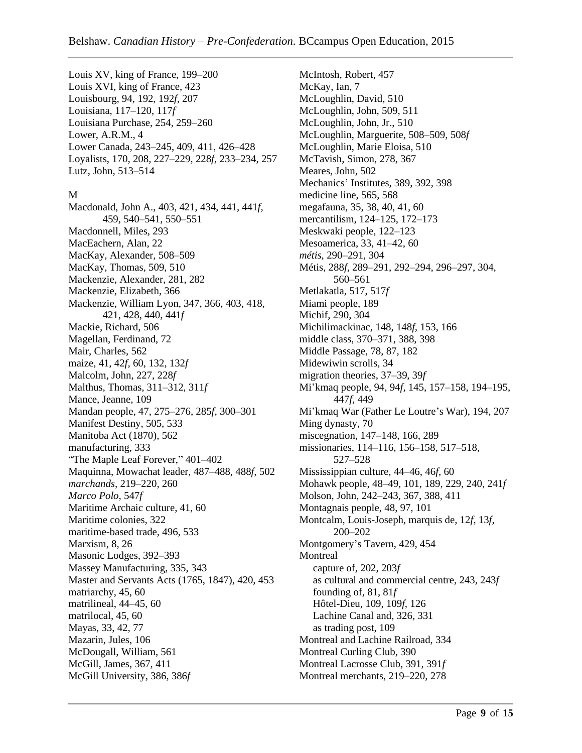Louis XV, king of France, 199–200
Louis XVI, king of France, 423
Louisbourg, 94, 192, 192*f*, 207
Louisiana, 117–120, 117*f*
Louisiana Purchase, 254, 259–260
Lower, A.R.M., 4
Lower Canada, 243–245, 409, 411, 426–428
Loyalists, 170, 208, 227–229, 228*f*, 233–234, 257
Lutz, John, 513–514

M

Macdonald, John A., 403, 421, 434, 441, 441*f*, 459, 540–541, 550–551
Macdonnell, Miles, 293
MacEachern, Alan, 22
MacKay, Alexander, 508–509
MacKay, Thomas, 509, 510
Mackenzie, Alexander, 281, 282
Mackenzie, Elizabeth, 366
Mackenzie, William Lyon, 347, 366, 403, 418, 421, 428, 440, 441*f*
Mackie, Richard, 506
Magellan, Ferdinand, 72
Mair, Charles, 562
maize, 41, 42*f*, 60, 132, 132*f*
Malcolm, John, 227, 228*f*
Malthus, Thomas, 311–312, 311*f*
Mance, Jeanne, 109
Mandan people, 47, 275–276, 285*f*, 300–301
Manifest Destiny, 505, 533
Manitoba Act (1870), 562
manufacturing, 333
"The Maple Leaf Forever," 401–402
Maquinna, Mowachat leader, 487–488, 488*f*, 502
*marchands*, 219–220, 260
*Marco Polo*, 547*f*
Maritime Archaic culture, 41, 60
Maritime colonies, 322
maritime-based trade, 496, 533
Marxism, 8, 26
Masonic Lodges, 392–393
Massey Manufacturing, 335, 343
Master and Servants Acts (1765, 1847), 420, 453
matriarchy, 45, 60
matrilineal, 44–45, 60
matrilocal, 45, 60
Mayas, 33, 42, 77
Mazarin, Jules, 106
McDougall, William, 561
McGill, James, 367, 411
McGill University, 386, 386*f*
McIntosh, Robert, 457
McKay, Ian, 7
McLoughlin, David, 510
McLoughlin, John, 509, 511
McLoughlin, John, Jr., 510
McLoughlin, Marguerite, 508–509, 508*f*
McLoughlin, Marie Eloisa, 510
McTavish, Simon, 278, 367
Meares, John, 502
Mechanics' Institutes, 389, 392, 398
medicine line, 565, 568
megafauna, 35, 38, 40, 41, 60
mercantilism, 124–125, 172–173
Meskwaki people, 122–123
Mesoamerica, 33, 41–42, 60
*métis*, 290–291, 304
Métis, 288*f*, 289–291, 292–294, 296–297, 304, 560–561
Metlakatla, 517, 517*f*
Miami people, 189
Michif, 290, 304
Michilimackinac, 148, 148*f*, 153, 166
middle class, 370–371, 388, 398
Middle Passage, 78, 87, 182
Midewiwin scrolls, 34
migration theories, 37–39, 39*f*
Mi'kmaq people, 94, 94*f*, 145, 157–158, 194–195, 447*f*, 449
Mi'kmaq War (Father Le Loutre's War), 194, 207
Ming dynasty, 70
miscegnation, 147–148, 166, 289
missionaries, 114–116, 156–158, 517–518, 527–528
Mississippian culture, 44–46, 46*f*, 60
Mohawk people, 48–49, 101, 189, 229, 240, 241*f*
Molson, John, 242–243, 367, 388, 411
Montagnais people, 48, 97, 101
Montcalm, Louis-Joseph, marquis de, 12*f*, 13*f*, 200–202
Montgomery's Tavern, 429, 454
Montreal
- capture of, 202, 203*f*
- as cultural and commercial centre, 243, 243*f*
- founding of, 81, 81*f*
- Hôtel-Dieu, 109, 109*f*, 126
- Lachine Canal and, 326, 331
- as trading post, 109

Montreal and Lachine Railroad, 334
Montreal Curling Club, 390
Montreal Lacrosse Club, 391, 391*f*
Montreal merchants, 219–220, 278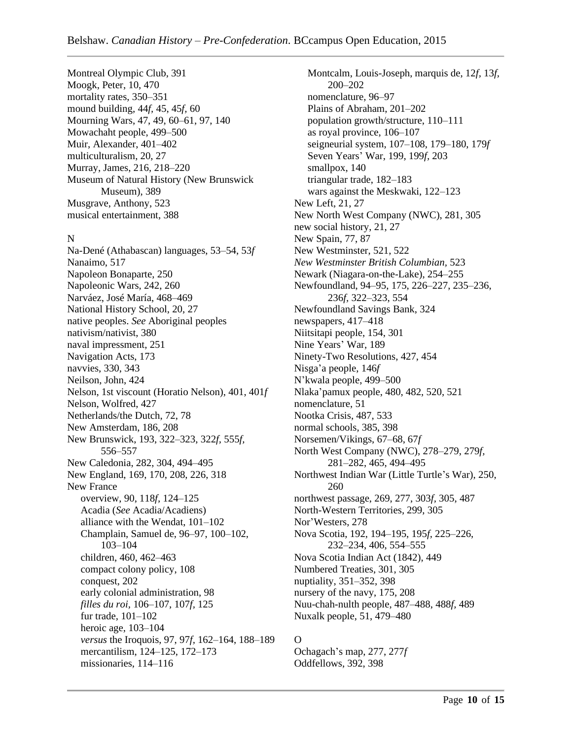Montreal Olympic Club, 391
Moogk, Peter, 10, 470
mortality rates, 350–351
mound building, 44*f*, 45, 45*f*, 60
Mourning Wars, 47, 49, 60–61, 97, 140
Mowachaht people, 499–500
Muir, Alexander, 401–402
multiculturalism, 20, 27
Murray, James, 216, 218–220
Museum of Natural History (New Brunswick Museum), 389
Musgrave, Anthony, 523
musical entertainment, 388

N

Na-Dené (Athabascan) languages, 53–54, 53*f*
Nanaimo, 517
Napoleon Bonaparte, 250
Napoleonic Wars, 242, 260
Narváez, José María, 468–469
National History School, 20, 27
native peoples. *See* Aboriginal peoples
nativism/nativist, 380
naval impressment, 251
Navigation Acts, 173
navvies, 330, 343
Neilson, John, 424
Nelson, 1st viscount (Horatio Nelson), 401, 401*f*
Nelson, Wolfred, 427
Netherlands/the Dutch, 72, 78
New Amsterdam, 186, 208
New Brunswick, 193, 322–323, 322*f*, 555*f*, 556–557
New Caledonia, 282, 304, 494–495
New England, 169, 170, 208, 226, 318
New France
- overview, 90, 118*f*, 124–125
- Acadia (*See* Acadia/Acadiens)
- alliance with the Wendat, 101–102
- Champlain, Samuel de, 96–97, 100–102, 103–104
- children, 460, 462–463
- compact colony policy, 108
- conquest, 202
- early colonial administration, 98
- *filles du roi*, 106–107, 107*f*, 125
- fur trade, 101–102
- heroic age, 103–104
- *versus* the Iroquois, 97, 97*f*, 162–164, 188–189
- mercantilism, 124–125, 172–173
- missionaries, 114–116
- Montcalm, Louis-Joseph, marquis de, 12*f*, 13*f*, 200–202
- nomenclature, 96–97
- Plains of Abraham, 201–202
- population growth/structure, 110–111
- as royal province, 106–107
- seigneurial system, 107–108, 179–180, 179*f*
- Seven Years' War, 199, 199*f*, 203
- smallpox, 140
- triangular trade, 182–183
- wars against the Meskwaki, 122–123

New Left, 21, 27
New North West Company (NWC), 281, 305
new social history, 21, 27
New Spain, 77, 87
New Westminster, 521, 522
*New Westminster British Columbian*, 523
Newark (Niagara-on-the-Lake), 254–255
Newfoundland, 94–95, 175, 226–227, 235–236, 236*f*, 322–323, 554
Newfoundland Savings Bank, 324
newspapers, 417–418
Niitsitapi people, 154, 301
Nine Years' War, 189
Ninety-Two Resolutions, 427, 454
Nisga'a people, 146*f*
N'kwala people, 499–500
Nlaka'pamux people, 480, 482, 520, 521
nomenclature, 51
Nootka Crisis, 487, 533
normal schools, 385, 398
Norsemen/Vikings, 67–68, 67*f*
North West Company (NWC), 278–279, 279*f*, 281–282, 465, 494–495
Northwest Indian War (Little Turtle's War), 250, 260
northwest passage, 269, 277, 303*f*, 305, 487
North-Western Territories, 299, 305
Nor'Westers, 278
Nova Scotia, 192, 194–195, 195*f*, 225–226, 232–234, 406, 554–555
Nova Scotia Indian Act (1842), 449
Numbered Treaties, 301, 305
nuptiality, 351–352, 398
nursery of the navy, 175, 208
Nuu-chah-nulth people, 487–488, 488*f*, 489
Nuxalk people, 51, 479–480

O

Ochagach's map, 277, 277*f*
Oddfellows, 392, 398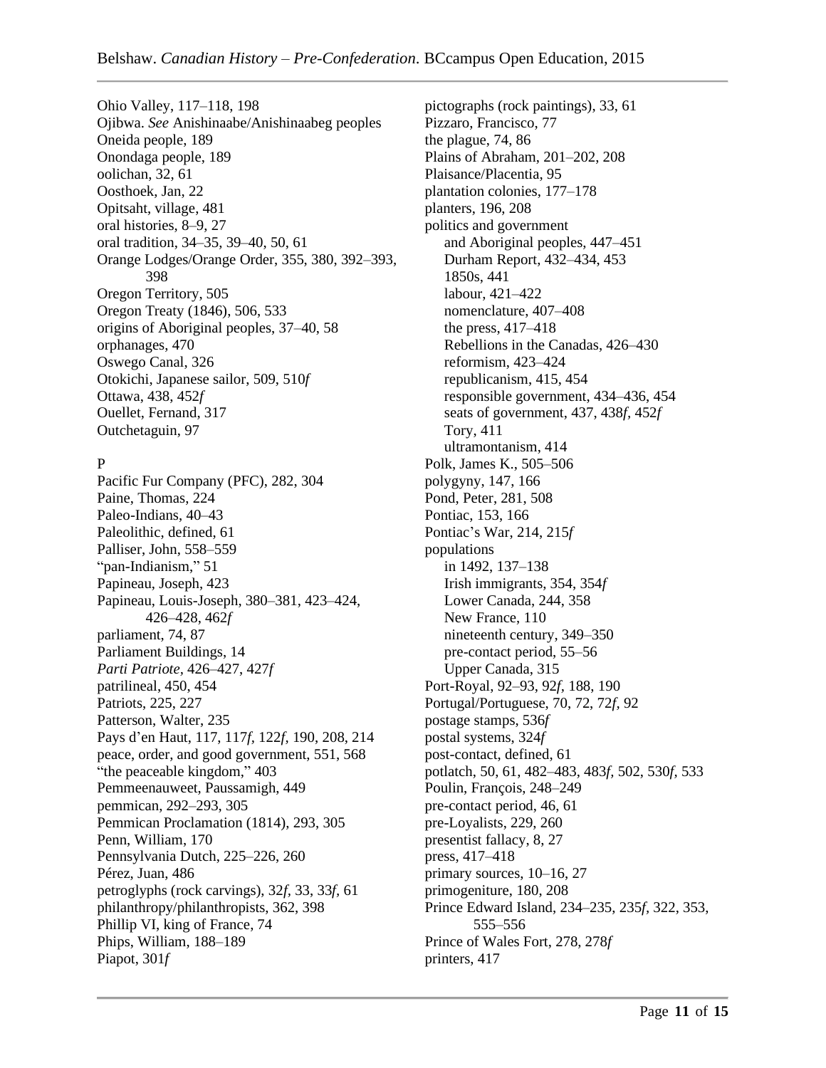Ohio Valley, 117–118, 198
Ojibwa. *See* Anishinaabe/Anishinaabeg peoples
Oneida people, 189
Onondaga people, 189
oolichan, 32, 61
Oosthoek, Jan, 22
Opitsaht, village, 481
oral histories, 8–9, 27
oral tradition, 34–35, 39–40, 50, 61
Orange Lodges/Orange Order, 355, 380, 392–393, 398
Oregon Territory, 505
Oregon Treaty (1846), 506, 533
origins of Aboriginal peoples, 37–40, 58
orphanages, 470
Oswego Canal, 326
Otokichi, Japanese sailor, 509, 510*f*
Ottawa, 438, 452*f*
Ouellet, Fernand, 317
Outchetaguin, 97

P

Pacific Fur Company (PFC), 282, 304
Paine, Thomas, 224
Paleo-Indians, 40–43
Paleolithic, defined, 61
Palliser, John, 558–559
"pan-Indianism," 51
Papineau, Joseph, 423
Papineau, Louis-Joseph, 380–381, 423–424, 426–428, 462*f*
parliament, 74, 87
Parliament Buildings, 14
*Parti Patriote*, 426–427, 427*f*
patrilineal, 450, 454
Patriots, 225, 227
Patterson, Walter, 235
Pays d'en Haut, 117, 117*f*, 122*f*, 190, 208, 214
peace, order, and good government, 551, 568
"the peaceable kingdom," 403
Pemmeenauweet, Paussamigh, 449
pemmican, 292–293, 305
Pemmican Proclamation (1814), 293, 305
Penn, William, 170
Pennsylvania Dutch, 225–226, 260
Pérez, Juan, 486
petroglyphs (rock carvings), 32*f*, 33, 33*f*, 61
philanthropy/philanthropists, 362, 398
Phillip VI, king of France, 74
Phips, William, 188–189
Piapot, 301*f*
pictographs (rock paintings), 33, 61
Pizzaro, Francisco, 77
the plague, 74, 86
Plains of Abraham, 201–202, 208
Plaisance/Placentia, 95
plantation colonies, 177–178
planters, 196, 208
politics and government
  and Aboriginal peoples, 447–451
  Durham Report, 432–434, 453
  1850s, 441
  labour, 421–422
  nomenclature, 407–408
  the press, 417–418
  Rebellions in the Canadas, 426–430
  reformism, 423–424
  republicanism, 415, 454
  responsible government, 434–436, 454
  seats of government, 437, 438*f*, 452*f*
  Tory, 411
  ultramontanism, 414
Polk, James K., 505–506
polygyny, 147, 166
Pond, Peter, 281, 508
Pontiac, 153, 166
Pontiac's War, 214, 215*f*
populations
  in 1492, 137–138
  Irish immigrants, 354, 354*f*
  Lower Canada, 244, 358
  New France, 110
  nineteenth century, 349–350
  pre-contact period, 55–56
  Upper Canada, 315
Port-Royal, 92–93, 92*f*, 188, 190
Portugal/Portuguese, 70, 72, 72*f*, 92
postage stamps, 536*f*
postal systems, 324*f*
post-contact, defined, 61
potlatch, 50, 61, 482–483, 483*f*, 502, 530*f*, 533
Poulin, François, 248–249
pre-contact period, 46, 61
pre-Loyalists, 229, 260
presentist fallacy, 8, 27
press, 417–418
primary sources, 10–16, 27
primogeniture, 180, 208
Prince Edward Island, 234–235, 235*f*, 322, 353, 555–556
Prince of Wales Fort, 278, 278*f*
printers, 417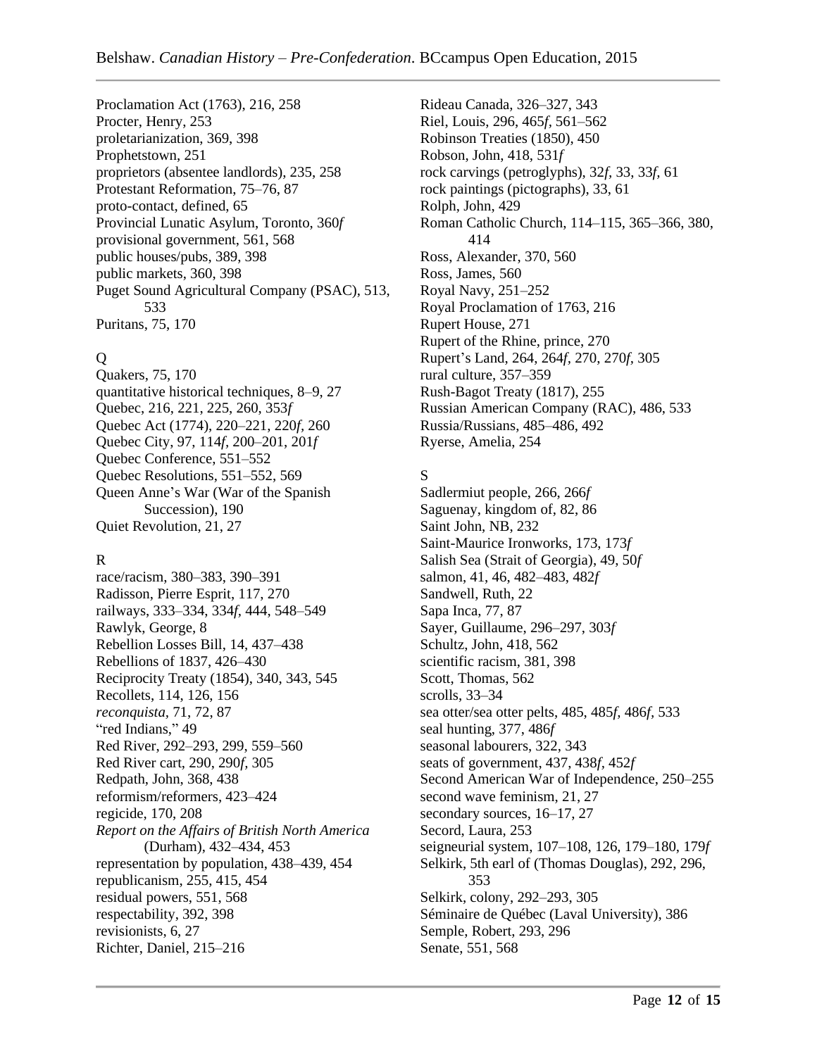Proclamation Act (1763), 216, 258
Procter, Henry, 253
proletarianization, 369, 398
Prophetstown, 251
proprietors (absentee landlords), 235, 258
Protestant Reformation, 75–76, 87
proto-contact, defined, 65
Provincial Lunatic Asylum, Toronto, 360*f*
provisional government, 561, 568
public houses/pubs, 389, 398
public markets, 360, 398
Puget Sound Agricultural Company (PSAC), 513, 533
Puritans, 75, 170

Q

Quakers, 75, 170
quantitative historical techniques, 8–9, 27
Quebec, 216, 221, 225, 260, 353*f*
Quebec Act (1774), 220–221, 220*f*, 260
Quebec City, 97, 114*f*, 200–201, 201*f*
Quebec Conference, 551–552
Quebec Resolutions, 551–552, 569
Queen Anne's War (War of the Spanish Succession), 190
Quiet Revolution, 21, 27

R

race/racism, 380–383, 390–391
Radisson, Pierre Esprit, 117, 270
railways, 333–334, 334*f*, 444, 548–549
Rawlyk, George, 8
Rebellion Losses Bill, 14, 437–438
Rebellions of 1837, 426–430
Reciprocity Treaty (1854), 340, 343, 545
Recollets, 114, 126, 156
*reconquista*, 71, 72, 87
"red Indians," 49
Red River, 292–293, 299, 559–560
Red River cart, 290, 290*f*, 305
Redpath, John, 368, 438
reformism/reformers, 423–424
regicide, 170, 208
*Report on the Affairs of British North America* (Durham), 432–434, 453
representation by population, 438–439, 454
republicanism, 255, 415, 454
residual powers, 551, 568
respectability, 392, 398
revisionists, 6, 27
Richter, Daniel, 215–216
Rideau Canada, 326–327, 343
Riel, Louis, 296, 465*f*, 561–562
Robinson Treaties (1850), 450
Robson, John, 418, 531*f*
rock carvings (petroglyphs), 32*f*, 33, 33*f*, 61
rock paintings (pictographs), 33, 61
Rolph, John, 429
Roman Catholic Church, 114–115, 365–366, 380, 414
Ross, Alexander, 370, 560
Ross, James, 560
Royal Navy, 251–252
Royal Proclamation of 1763, 216
Rupert House, 271
Rupert of the Rhine, prince, 270
Rupert's Land, 264, 264*f*, 270, 270*f*, 305
rural culture, 357–359
Rush-Bagot Treaty (1817), 255
Russian American Company (RAC), 486, 533
Russia/Russians, 485–486, 492
Ryerse, Amelia, 254

S

Sadlermiut people, 266, 266*f*
Saguenay, kingdom of, 82, 86
Saint John, NB, 232
Saint-Maurice Ironworks, 173, 173*f*
Salish Sea (Strait of Georgia), 49, 50*f*
salmon, 41, 46, 482–483, 482*f*
Sandwell, Ruth, 22
Sapa Inca, 77, 87
Sayer, Guillaume, 296–297, 303*f*
Schultz, John, 418, 562
scientific racism, 381, 398
Scott, Thomas, 562
scrolls, 33–34
sea otter/sea otter pelts, 485, 485*f*, 486*f*, 533
seal hunting, 377, 486*f*
seasonal labourers, 322, 343
seats of government, 437, 438*f*, 452*f*
Second American War of Independence, 250–255
second wave feminism, 21, 27
secondary sources, 16–17, 27
Secord, Laura, 253
seigneurial system, 107–108, 126, 179–180, 179*f*
Selkirk, 5th earl of (Thomas Douglas), 292, 296, 353
Selkirk, colony, 292–293, 305
Séminaire de Québec (Laval University), 386
Semple, Robert, 293, 296
Senate, 551, 568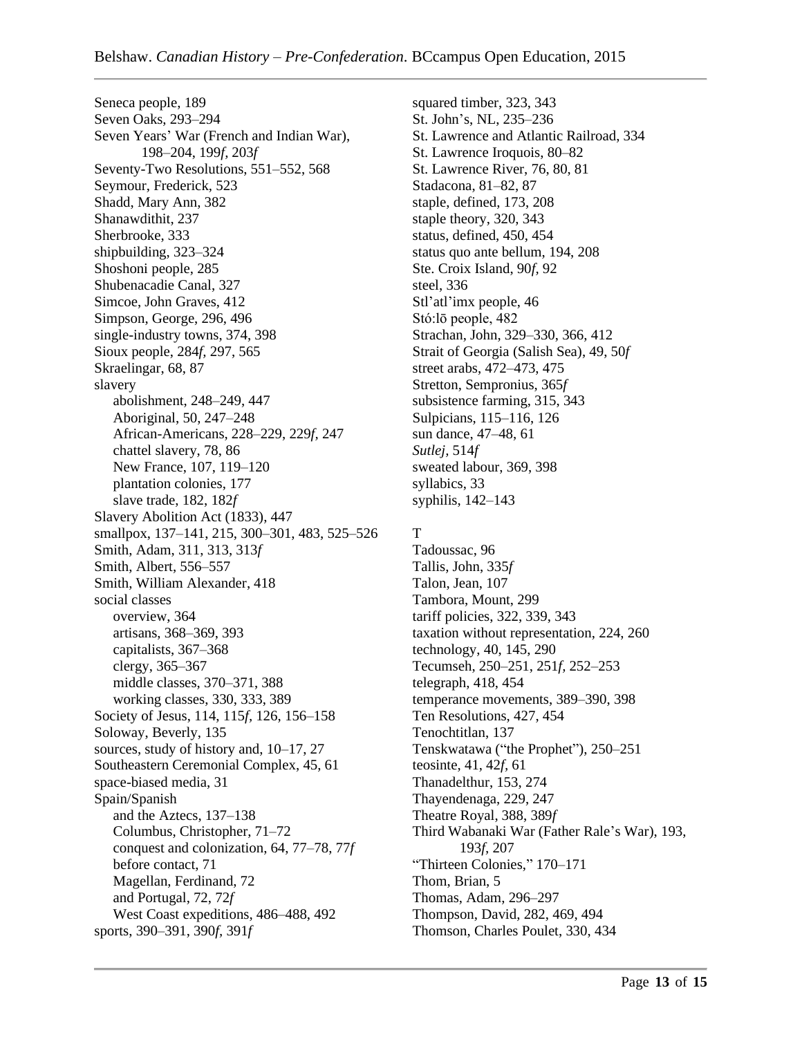Seneca people, 189
Seven Oaks, 293–294
Seven Years' War (French and Indian War), 198–204, 199*f*, 203*f*
Seventy-Two Resolutions, 551–552, 568
Seymour, Frederick, 523
Shadd, Mary Ann, 382
Shanawdithit, 237
Sherbrooke, 333
shipbuilding, 323–324
Shoshoni people, 285
Shubenacadie Canal, 327
Simcoe, John Graves, 412
Simpson, George, 296, 496
single-industry towns, 374, 398
Sioux people, 284*f*, 297, 565
Skraelingar, 68, 87
slavery
- abolishment, 248–249, 447
- Aboriginal, 50, 247–248
- African-Americans, 228–229, 229*f*, 247
- chattel slavery, 78, 86
- New France, 107, 119–120
- plantation colonies, 177
- slave trade, 182, 182*f*

Slavery Abolition Act (1833), 447
smallpox, 137–141, 215, 300–301, 483, 525–526
Smith, Adam, 311, 313, 313*f*
Smith, Albert, 556–557
Smith, William Alexander, 418
social classes
- overview, 364
- artisans, 368–369, 393
- capitalists, 367–368
- clergy, 365–367
- middle classes, 370–371, 388
- working classes, 330, 333, 389

Society of Jesus, 114, 115*f*, 126, 156–158
Soloway, Beverly, 135
sources, study of history and, 10–17, 27
Southeastern Ceremonial Complex, 45, 61
space-biased media, 31
Spain/Spanish
- and the Aztecs, 137–138
- Columbus, Christopher, 71–72
- conquest and colonization, 64, 77–78, 77*f*
- before contact, 71
- Magellan, Ferdinand, 72
- and Portugal, 72, 72*f*
- West Coast expeditions, 486–488, 492

sports, 390–391, 390*f*, 391*f*
squared timber, 323, 343
St. John's, NL, 235–236
St. Lawrence and Atlantic Railroad, 334
St. Lawrence Iroquois, 80–82
St. Lawrence River, 76, 80, 81
Stadacona, 81–82, 87
staple, defined, 173, 208
staple theory, 320, 343
status, defined, 450, 454
status quo ante bellum, 194, 208
Ste. Croix Island, 90*f*, 92
steel, 336
Stl'atl'imx people, 46
Stó:lō people, 482
Strachan, John, 329–330, 366, 412
Strait of Georgia (Salish Sea), 49, 50*f*
street arabs, 472–473, 475
Stretton, Sempronius, 365*f*
subsistence farming, 315, 343
Sulpicians, 115–116, 126
sun dance, 47–48, 61
*Sutlej*, 514*f*
sweated labour, 369, 398
syllabics, 33
syphilis, 142–143

## T

Tadoussac, 96
Tallis, John, 335*f*
Talon, Jean, 107
Tambora, Mount, 299
tariff policies, 322, 339, 343
taxation without representation, 224, 260
technology, 40, 145, 290
Tecumseh, 250–251, 251*f*, 252–253
telegraph, 418, 454
temperance movements, 389–390, 398
Ten Resolutions, 427, 454
Tenochtitlan, 137
Tenskwatawa ("the Prophet"), 250–251
teosinte, 41, 42*f*, 61
Thanadelthur, 153, 274
Thayendenaga, 229, 247
Theatre Royal, 388, 389*f*
Third Wabanaki War (Father Rale's War), 193, 193*f*, 207
"Thirteen Colonies," 170–171
Thom, Brian, 5
Thomas, Adam, 296–297
Thompson, David, 282, 469, 494
Thomson, Charles Poulet, 330, 434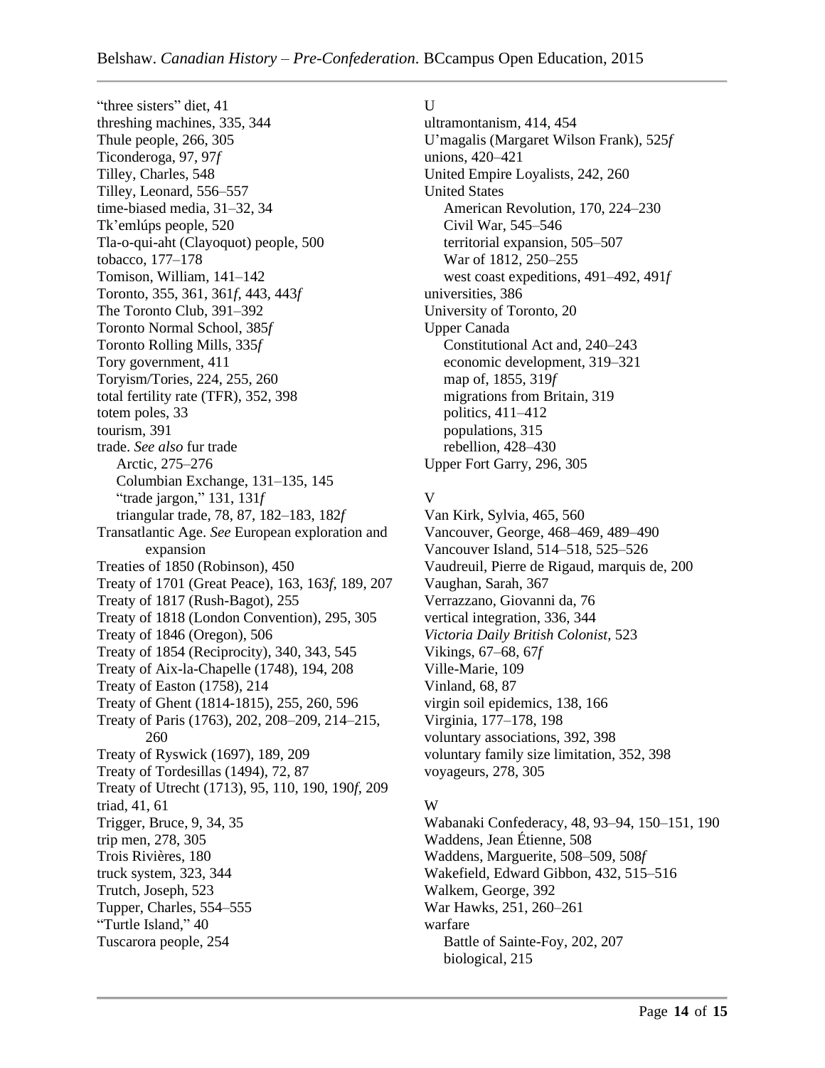"three sisters" diet, 41
threshing machines, 335, 344
Thule people, 266, 305
Ticonderoga, 97, 97*f*
Tilley, Charles, 548
Tilley, Leonard, 556–557
time-biased media, 31–32, 34
Tk'emlúps people, 520
Tla-o-qui-aht (Clayoquot) people, 500
tobacco, 177–178
Tomison, William, 141–142
Toronto, 355, 361, 361*f*, 443, 443*f*
The Toronto Club, 391–392
Toronto Normal School, 385*f*
Toronto Rolling Mills, 335*f*
Tory government, 411
Toryism/Tories, 224, 255, 260
total fertility rate (TFR), 352, 398
totem poles, 33
tourism, 391
trade. *See also* fur trade
- Arctic, 275–276
- Columbian Exchange, 131–135, 145
- "trade jargon," 131, 131*f*
- triangular trade, 78, 87, 182–183, 182*f*

Transatlantic Age. *See* European exploration and expansion
Treaties of 1850 (Robinson), 450
Treaty of 1701 (Great Peace), 163, 163*f*, 189, 207
Treaty of 1817 (Rush-Bagot), 255
Treaty of 1818 (London Convention), 295, 305
Treaty of 1846 (Oregon), 506
Treaty of 1854 (Reciprocity), 340, 343, 545
Treaty of Aix-la-Chapelle (1748), 194, 208
Treaty of Easton (1758), 214
Treaty of Ghent (1814-1815), 255, 260, 596
Treaty of Paris (1763), 202, 208–209, 214–215, 260
Treaty of Ryswick (1697), 189, 209
Treaty of Tordesillas (1494), 72, 87
Treaty of Utrecht (1713), 95, 110, 190, 190*f*, 209
triad, 41, 61
Trigger, Bruce, 9, 34, 35
trip men, 278, 305
Trois Rivières, 180
truck system, 323, 344
Trutch, Joseph, 523
Tupper, Charles, 554–555
"Turtle Island," 40
Tuscarora people, 254

U

ultramontanism, 414, 454
U'magalis (Margaret Wilson Frank), 525*f*
unions, 420–421
United Empire Loyalists, 242, 260
United States
- American Revolution, 170, 224–230
- Civil War, 545–546
- territorial expansion, 505–507
- War of 1812, 250–255
- west coast expeditions, 491–492, 491*f*

universities, 386
University of Toronto, 20
Upper Canada
- Constitutional Act and, 240–243
- economic development, 319–321
- map of, 1855, 319*f*
- migrations from Britain, 319
- politics, 411–412
- populations, 315
- rebellion, 428–430

Upper Fort Garry, 296, 305

V

Van Kirk, Sylvia, 465, 560
Vancouver, George, 468–469, 489–490
Vancouver Island, 514–518, 525–526
Vaudreuil, Pierre de Rigaud, marquis de, 200
Vaughan, Sarah, 367
Verrazzano, Giovanni da, 76
vertical integration, 336, 344
*Victoria Daily British Colonist*, 523
Vikings, 67–68, 67*f*
Ville-Marie, 109
Vinland, 68, 87
virgin soil epidemics, 138, 166
Virginia, 177–178, 198
voluntary associations, 392, 398
voluntary family size limitation, 352, 398
voyageurs, 278, 305

W

Wabanaki Confederacy, 48, 93–94, 150–151, 190
Waddens, Jean Étienne, 508
Waddens, Marguerite, 508–509, 508*f*
Wakefield, Edward Gibbon, 432, 515–516
Walkem, George, 392
War Hawks, 251, 260–261
warfare
- Battle of Sainte-Foy, 202, 207
- biological, 215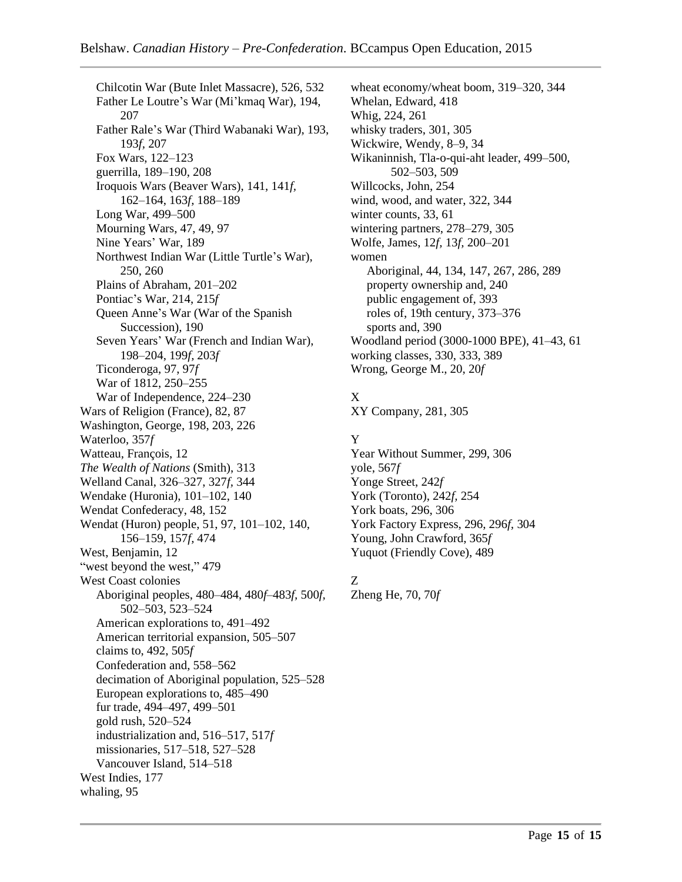Chilcotin War (Bute Inlet Massacre), 526, 532
Father Le Loutre's War (Mi'kmaq War), 194, 207
Father Rale's War (Third Wabanaki War), 193, 193*f*, 207
Fox Wars, 122–123
guerrilla, 189–190, 208
Iroquois Wars (Beaver Wars), 141, 141*f*, 162–164, 163*f*, 188–189
Long War, 499–500
Mourning Wars, 47, 49, 97
Nine Years' War, 189
Northwest Indian War (Little Turtle's War), 250, 260
Plains of Abraham, 201–202
Pontiac's War, 214, 215*f*
Queen Anne's War (War of the Spanish Succession), 190
Seven Years' War (French and Indian War), 198–204, 199*f*, 203*f*
Ticonderoga, 97, 97*f*
War of 1812, 250–255
War of Independence, 224–230

Wars of Religion (France), 82, 87
Washington, George, 198, 203, 226
Waterloo, 357*f*
Watteau, François, 12
*The Wealth of Nations* (Smith), 313
Welland Canal, 326–327, 327*f*, 344
Wendake (Huronia), 101–102, 140
Wendat Confederacy, 48, 152
Wendat (Huron) people, 51, 97, 101–102, 140, 156–159, 157*f*, 474
West, Benjamin, 12
"west beyond the west," 479
West Coast colonies
Aboriginal peoples, 480–484, 480*f*–483*f*, 500*f*, 502–503, 523–524
American explorations to, 491–492
American territorial expansion, 505–507
claims to, 492, 505*f*
Confederation and, 558–562
decimation of Aboriginal population, 525–528
European explorations to, 485–490
fur trade, 494–497, 499–501
gold rush, 520–524
industrialization and, 516–517, 517*f*
missionaries, 517–518, 527–528
Vancouver Island, 514–518

West Indies, 177
whaling, 95
wheat economy/wheat boom, 319–320, 344
Whelan, Edward, 418
Whig, 224, 261
whisky traders, 301, 305
Wickwire, Wendy, 8–9, 34
Wikaninnish, Tla-o-qui-aht leader, 499–500, 502–503, 509
Willcocks, John, 254
wind, wood, and water, 322, 344
winter counts, 33, 61
wintering partners, 278–279, 305
Wolfe, James, 12*f*, 13*f*, 200–201
women
Aboriginal, 44, 134, 147, 267, 286, 289
property ownership and, 240
public engagement of, 393
roles of, 19th century, 373–376
sports and, 390

Woodland period (3000-1000 BPE), 41–43, 61
working classes, 330, 333, 389
Wrong, George M., 20, 20*f*

X

XY Company, 281, 305

Y

Year Without Summer, 299, 306
yole, 567*f*
Yonge Street, 242*f*
York (Toronto), 242*f*, 254
York boats, 296, 306
York Factory Express, 296, 296*f*, 304
Young, John Crawford, 365*f*
Yuquot (Friendly Cove), 489

Z

Zheng He, 70, 70*f*